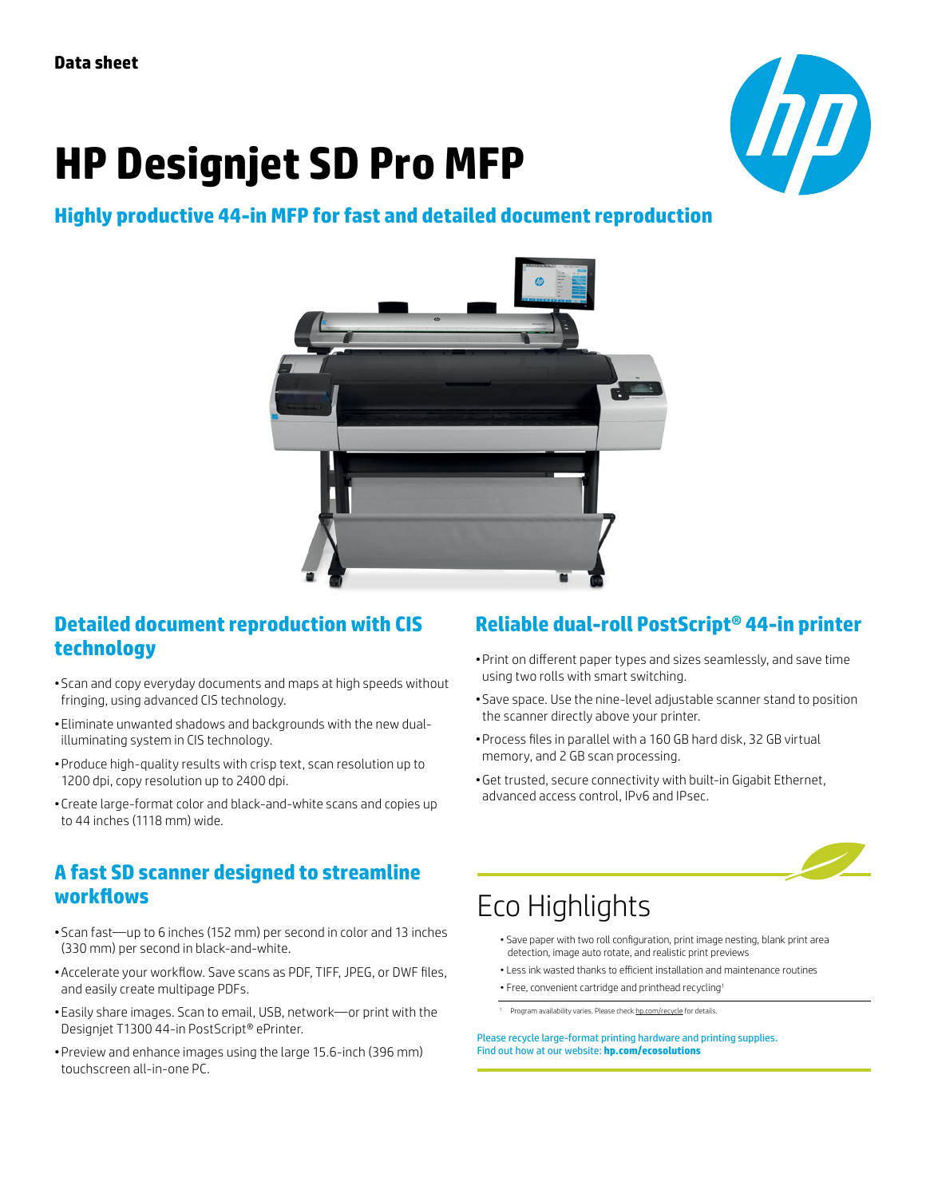Data sheet

# HP Designjet SD Pro MFP

## Highly productive 44-in MFP for fast and detailed document reproduction

### Detailed document reproduction with CIS technology

- Scan and copy everyday documents and maps at high speeds without fringing, using advanced CIS technology.
- Eliminate unwanted shadows and backgrounds with the new dual-illuminating system in CIS technology.
- Produce high-quality results with crisp text, scan resolution up to 1200 dpi, copy resolution up to 2400 dpi.
- Create large-format color and black-and-white scans and copies up to 44 inches (1118 mm) wide.

### A fast SD scanner designed to streamline workflows

- Scan fast—up to 6 inches (152 mm) per second in color and 13 inches (330 mm) per second in black-and-white.
- Accelerate your workflow. Save scans as PDF, TIFF, JPEG, or DWF files, and easily create multipage PDFs.
- Easily share images. Scan to email, USB, network—or print with the Designjet T1300 44-in PostScript® ePrinter.
- Preview and enhance images using the large 15.6-inch (396 mm) touchscreen all-in-one PC.

### Reliable dual-roll PostScript® 44-in printer

- Print on different paper types and sizes seamlessly, and save time using two rolls with smart switching.
- Save space. Use the nine-level adjustable scanner stand to position the scanner directly above your printer.
- Process files in parallel with a 160 GB hard disk, 32 GB virtual memory, and 2 GB scan processing.
- Get trusted, secure connectivity with built-in Gigabit Ethernet, advanced access control, IPv6 and IPsec.

## Eco Highlights

- Save paper with two roll configuration, print image nesting, blank print area detection, image auto rotate, and realistic print previews
- Less ink wasted thanks to efficient installation and maintenance routines
- Free, convenient cartridge and printhead recycling[1]

[1] Program availability varies. Please check hp.com/recycle for details.

Please recycle large-format printing hardware and printing supplies.
Find out how at our website: **hp.com/ecosolutions**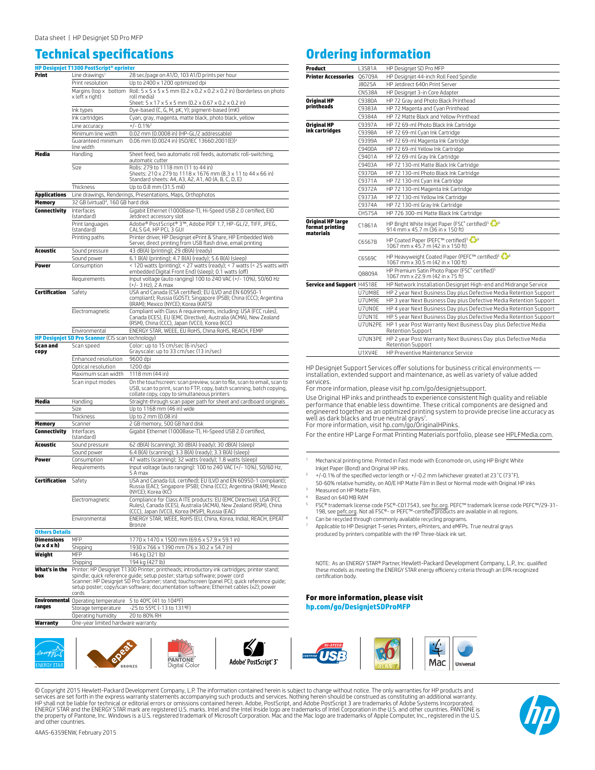# Technical specifications

| | | |
|---|---|---|
| **HP Designjet T1300 PostScript® eprinter** | | |
| **Print** | Line drawings[1] | 28 sec/page on A1/D, 103 A1/D prints per hour |
| | Print resolution | Up to 2400 x 1200 optimized dpi |
| | Margins (top x bottom x left x right) | Roll: 5 x 5 x 5 x 5 mm (0.2 x 0.2 x 0.2 x 0.2 in) (borderless on photo roll media)<br>Sheet: 5 x 17 x 5 x 5 mm (0.2 x 0.67 x 0.2 x 0.2 in) |
| | Ink types | Dye-based (C, G, M, pK, Y); pigment-based (mK) |
| | Ink cartridges | Cyan, gray, magenta, matte black, photo black, yellow |
| | Line accuracy | +/- 0.1%[2] |
| | Minimum line width | 0.02 mm (0.0008 in) (HP-GL/2 addressable) |
| | Guaranteed minimum line width | 0.06 mm (0.0024 in) (ISO/IEC 13660:2001(E))[3] |
| **Media** | Handling | Sheet feed, two automatic roll feeds, automatic roll-switching, automatic cutter |
| | Size | Rolls: 279 to 1118 mm (11 to 44 in)<br>Sheets: 210 x 279 to 1118 x 1676 mm (8.3 x 11 to 44 x 66 in)<br>Standard sheets: A4, A3, A2, A1, A0 (A, B, C, D, E) |
| | Thickness | Up to 0.8 mm (31.5 mil) |
| **Applications** | Line drawings, Renderings, Presentations, Maps, Orthophotos | |
| **Memory** | 32 GB (virtual)[4], 160 GB hard disk | |
| **Connectivity** | Interfaces (standard) | Gigabit Ethernet (1000Base-T), Hi-Speed USB 2.0 certified, EIO Jetdirect accessory slot |
| | Print languages (standard) | Adobe® PostScript® 3™, Adobe PDF 1.7, HP-GL/2, TIFF, JPEG, CALS G4, HP PCL 3 GUI |
| | Printing paths | Printer driver, HP Designjet ePrint & Share, HP Embedded Web Server, direct printing from USB flash drive, email printing |
| **Acoustic** | Sound pressure | 43 dB(A) (printing); 29 dB(A) (ready) |
| | Sound power | 6.1 B(A) (printing); 4.7 B(A) (ready); 5.6 B(A) (sleep) |
| **Power** | Consumption | < 120 watts (printing); < 27 watts (ready); < 7 watts (< 25 watts with embedded Digital Front End) (sleep); 0.1 watts (off) |
| | Requirements | Input voltage (auto ranging) 100 to 240 VAC (+/- 10%), 50/60 Hz (+/- 3 Hz), 2 A max |
| **Certification** | Safety | USA and Canada (CSA certified); EU (LVD and EN 60950-1 compliant); Russia (GOST); Singapore (PSB); China (CCC); Argentina (IRAM); Mexico (NYCE); Korea (KATS) |
| | Electromagnetic | Compliant with Class A requirements, including: USA (FCC rules), Canada (ICES), EU (EMC Directive), Australia (ACMA), New Zealand (RSM), China (CCC), Japan (VCCI), Korea (KCC) |
| | Environmental | ENERGY STAR, WEEE, EU RoHS, China RoHS, REACH, FEMP |
| **HP Designjet SD Pro Scanner** (CIS scan technology) | | |
| **Scan and copy** | Scan speed | Color: up to 15 cm/sec (6 in/sec)<br>Grayscale: up to 33 cm/sec (13 in/sec) |
| | Enhanced resolution | 9600 dpi |
| | Optical resolution | 1200 dpi |
| | Maximum scan width | 1118 mm (44 in) |
| | Scan input modes | On the touchscreen: scan preview, scan to file, scan to email, scan to USB, scan to print, scan to FTP, copy, batch scanning, batch copying, collate copy, copy to simultaneous printers |
| **Media** | Handling | Straight-through scan paper path for sheet and cardboard originals |
| | Size | Up to 1168 mm (46 in) wide |
| | Thickness | Up to 2 mm (0.08 in) |
| **Memory** | Scanner | 2 GB memory, 500 GB hard disk |
| **Connectivity** | Interfaces (standard) | Gigabit Ethernet (1000Base-T), Hi-Speed USB 2.0 certified, |
| **Acoustic** | Sound pressure | 62 dB(A) (scanning); 30 dB(A) (ready); 30 dB(A) (sleep) |
| | Sound power | 6.4 B(A) (scanning); 3.3 B(A) (ready); 3.3 B(A) (sleep) |
| **Power** | Consumption | 47 watts (scanning); 32 watts (ready); 1.8 watts (sleep) |
| | Requirements | Input voltage (auto ranging): 100 to 240 VAC (+/- 10%), 50/60 Hz, 5 A max |
| **Certification** | Safety | USA and Canada (UL certified); EU (LVD and EN 60950-1 compliant); Russia (EAC); Singapore (PSB); China (CCC); Argentina (IRAM); Mexico (NYCE); Korea (KC) |
| | Electromagnetic | Compliance for Class A ITE products: EU (EMC Directive), USA (FCC Rules), Canada (ICES), Australia (ACMA), New Zealand (RSM), China (CCC), Japan (VCCI), Korea (MSIP), Russia (EAC) |
| | Environmental | ENERGY STAR, WEEE, RoHS (EU, China, Korea, India), REACH, EPEAT Bronze |
| **Others Details** | | |
| **Dimensions (w x d x h)** | MFP | 1770 x 1470 x 1500 mm (69.6 x 57.9 x 59.1 in) |
| | Shipping | 1930 x 766 x 1390 mm (76 x 30.2 x 54.7 in) |
| **Weight** | MFP | 146 kg (321 lb) |
| | Shipping | 194 kg (427 lb) |
| **What's in the box** | Printer: HP Designjet T1300 Printer; printheads; introductory ink cartridges; printer stand; spindle; quick reference guide; setup poster; startup software; power cord<br>Scanner: HP Designjet SD Pro Scanner; stand; touchscreen (panel PC); quick reference guide; setup poster; copy/scan software; documentation software; Ethernet cables (x2); power cords | |
| **Environmental ranges** | Operating temperature | 5 to 40ºC (41 to 104ºF) |
| | Storage temperature | -25 to 55ºC (-13 to 131ºF) |
| | Operating humidity | 20 to 80% RH |
| **Warranty** | One-year limited hardware warranty | |

# Ordering information

| | | |
|---|---|---|
| **Product** | L3S81A | HP Designjet SD Pro MFP |
| **Printer Accessories** | Q6709A | HP Designjet 44-inch Roll Feed Spindle |
| | J8025A | HP Jetdirect 640n Print Server |
| | CN538A | HP Designjet 3-in Core Adapter |
| **Original HP printheads** | C9380A | HP 72 Gray and Photo Black Printhead |
| | C9383A | HP 72 Magenta and Cyan Printhead |
| | C9384A | HP 72 Matte Black and Yellow Printhead |
| **Original HP ink cartridges** | C9397A | HP 72 69-ml Photo Black Ink Cartridge |
| | C9398A | HP 72 69-ml Cyan Ink Cartridge |
| | C9399A | HP 72 69-ml Magenta Ink Cartridge |
| | C9400A | HP 72 69-ml Yellow Ink Cartridge |
| | C9401A | HP 72 69-ml Gray Ink Cartridge |
| | C9403A | HP 72 130-ml Matte Black Ink Cartridge |
| | C9370A | HP 72 130-ml Photo Black Ink Cartridge |
| | C9371A | HP 72 130-ml Cyan Ink Cartridge |
| | C9372A | HP 72 130-ml Magenta Ink Cartridge |
| | C9373A | HP 72 130-ml Yellow Ink Cartridge |
| | C9374A | HP 72 130-ml Gray Ink Cartridge |
| | CH575A | HP 726 300-ml Matte Black Ink Cartridge |
| **Original HP large format printing materials** | C1861A | HP Bright White Inkjet Paper (FSC® certified)[5] [6]<br>914 mm x 45.7 m (36 in x 150 ft) |
| | C6567B | HP Coated Paper (PEFC™ certified)[5] [6]<br>1067 mm x 45.7 m (42 in x 150 ft) |
| | C6569C | HP Heavyweight Coated Paper (PEFC™ certified)[5] [6]<br>1067 mm x 30.5 m (42 in x 100 ft) |
| | Q8809A | HP Premium Satin Photo Paper (FSC® certified)[5]<br>1067 mm x 22.9 m (42 in x 75 ft) |
| **Service and Support** | H4518E | HP Network Installation Designjet High-end and Midrange Service |
| | U7UM8E | HP 2 year Next Business Day plus Defective Media Retention Support |
| | U7UM9E | HP 3 year Next Business Day plus Defective Media Retention Support |
| | U7UN0E | HP 4 year Next Business Day plus Defective Media Retention Support |
| | U7UN1E | HP 5 year Next Business Day plus Defective Media Retention Support |
| | U7UN2PE | HP 1 year Post Warranty Next Business Day plus Defective Media Retention Support |
| | U7UN3PE | HP 2 year Post Warranty Next Business Day plus Defective Media Retention Support |
| | U1XV4E | HP Preventive Maintenance Service |

HP Designjet Support Services offer solutions for business critical environments — installation, extended support and maintenance, as well as variety of value added services.
For more information, please visit hp.com/go/designjetsupport.

Use Original HP inks and printheads to experience consistent high quality and reliable performance that enable less downtime. These critical components are designed and engineered together as an optimized printing system to provide precise line accuracy as well as dark blacks and true neutral grays[7].
For more information, visit hp.com/go/OriginalHPinks.

For the entire HP Large Format Printing Materials portfolio, please see HPLFMedia.com.

[1] Mechanical printing time. Printed in Fast mode with Economode on, using HP Bright White Inkjet Paper (Bond) and Original HP inks.
[2] +/-0.1% of the specified vector length or +/-0.2 mm (whichever greater) at 23°C (73°F), 50-60% relative humidity, on A0/E HP Matte Film in Best or Normal mode with Original HP inks
[3] Measured on HP Matte Film.
[4] Based on 640 MB RAM
[5] FSC® trademark license code FSC®-C017543, see fsc.org. PEFC™ trademark license code PEFC™/29-31-198, see pefc.org. Not all FSC®- or PEFC™-certified products are available in all regions.
[6] Can be recycled through commonly available recycling programs.
[7] Applicable to HP Designjet T-series Printers, ePrinters, and eMFPs. True neutral grays produced by printers compatible with the HP Three-black ink set.

NOTE: As an ENERGY STAR® Partner, Hewlett-Packard Development Company, L.P., Inc. qualified these models as meeting the ENERGY STAR energy efficiency criteria through an EPA recognized certification body.

**For more information, please visit**
**hp.com/go/DesignjetSDProMFP**

© Copyright 2015 Hewlett-Packard Development Company, L.P. The information contained herein is subject to change without notice. The only warranties for HP products and services are set forth in the express warranty statements accompanying such products and services. Nothing herein should be construed as constituting an additional warranty. HP shall not be liable for technical or editorial errors or omissions contained herein. Adobe, PostScript, and Adobe PostScript 3 are trademarks of Adobe Systems Incorporated. ENERGY STAR and the ENERGY STAR mark are registered U.S. marks. Intel and the Intel Inside logo are trademarks of Intel Corporation in the U.S. and other countries. PANTONE is the property of Pantone, Inc. Windows is a U.S. registered trademark of Microsoft Corporation. Mac and the Mac logo are trademarks of Apple Computer, Inc., registered in the U.S. and other countries.

4AA5-6359ENW, February 2015